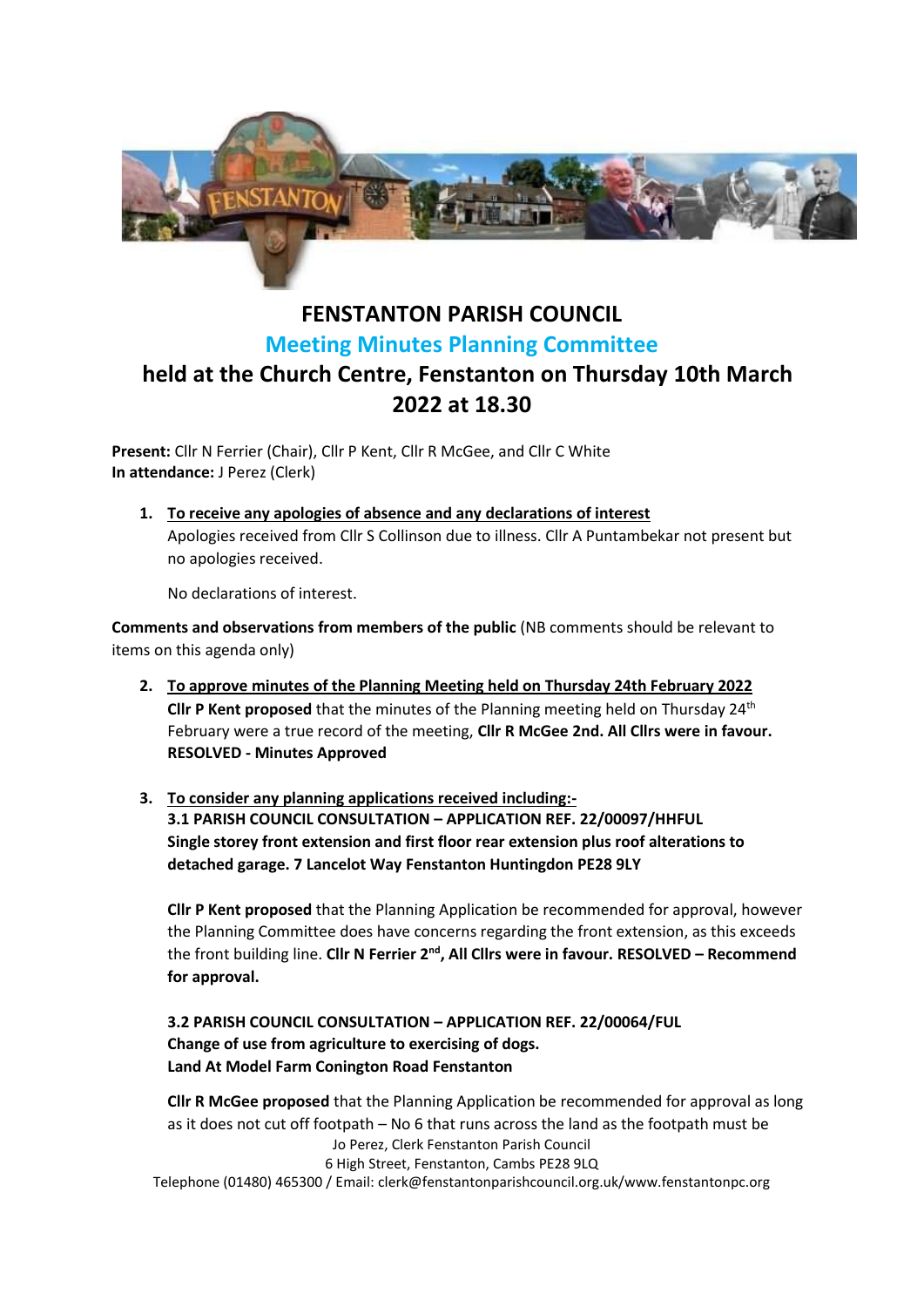# FENSTANTON PARISH COUNCIL

## Meeting Minutes Planning Committee

## held at the Church Centre, Fenstanton on Thursday 10th March 2022 at 18.30

**Present:** Cllr N Ferrier (Chair), Cllr P Kent, Cllr R McGee, and Cllr C White
**In attendance:** J Perez (Clerk)

1. **To receive any apologies of absence and any declarations of interest**
   Apologies received from Cllr S Collinson due to illness. Cllr A Puntambekar not present but no apologies received.

   No declarations of interest.

**Comments and observations from members of the public** (NB comments should be relevant to items on this agenda only)

2. **To approve minutes of the Planning Meeting held on Thursday 24th February 2022**
   **Cllr P Kent proposed** that the minutes of the Planning meeting held on Thursday 24th February were a true record of the meeting, **Cllr R McGee 2nd. All Cllrs were in favour. RESOLVED - Minutes Approved**

3. **To consider any planning applications received including:-**
   **3.1 PARISH COUNCIL CONSULTATION – APPLICATION REF. 22/00097/HHFUL Single storey front extension and first floor rear extension plus roof alterations to detached garage. 7 Lancelot Way Fenstanton Huntingdon PE28 9LY**

   **Cllr P Kent proposed** that the Planning Application be recommended for approval, however the Planning Committee does have concerns regarding the front extension, as this exceeds the front building line. **Cllr N Ferrier 2nd, All Cllrs were in favour. RESOLVED – Recommend for approval.**

   **3.2 PARISH COUNCIL CONSULTATION – APPLICATION REF. 22/00064/FUL Change of use from agriculture to exercising of dogs. Land At Model Farm Conington Road Fenstanton**

   **Cllr R McGee proposed** that the Planning Application be recommended for approval as long as it does not cut off footpath – No 6 that runs across the land as the footpath must be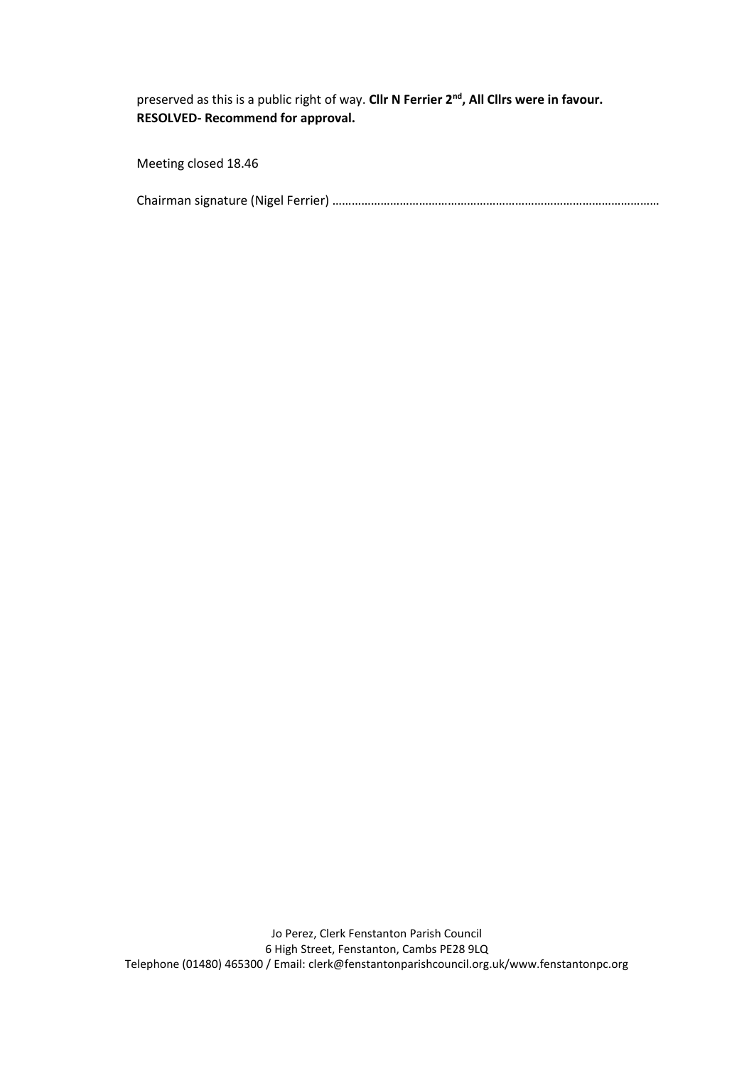preserved as this is a public right of way. **Cllr N Ferrier 2nd, All Cllrs were in favour. RESOLVED- Recommend for approval.**

Meeting closed 18.46

Chairman signature (Nigel Ferrier) ………………………………………………………………………………………